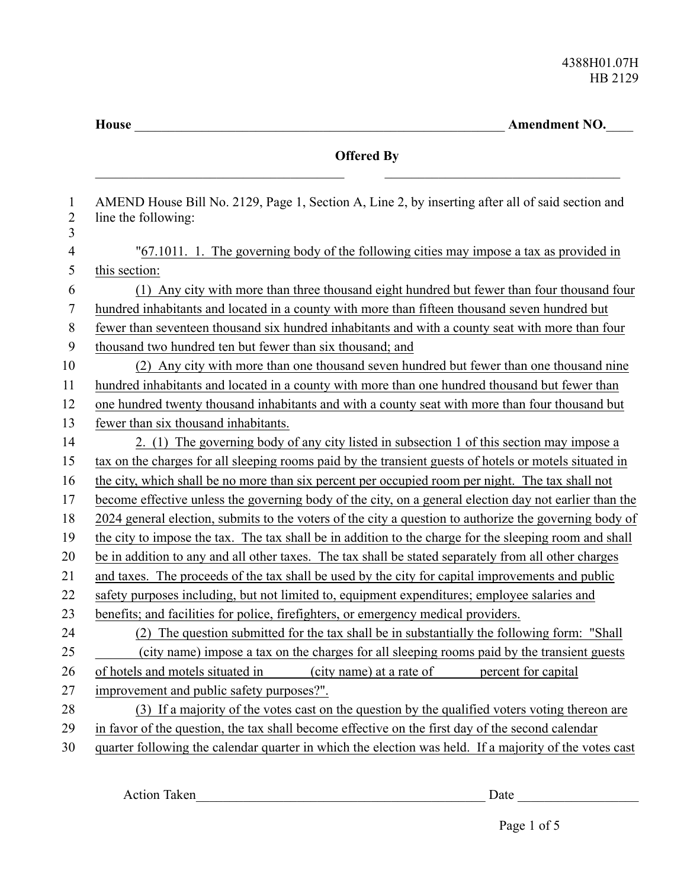4388H01.07H
HB 2129

**House \_\_\_\_\_\_\_\_\_\_\_\_\_\_\_\_\_\_\_\_\_\_\_\_\_\_\_\_\_\_\_\_\_\_\_\_\_\_\_\_\_\_\_\_\_\_\_\_\_\_\_\_\_\_ Amendment NO.\_\_\_\_**

**Offered By**

\_\_\_\_\_\_\_\_\_\_\_\_\_\_\_\_\_\_\_\_\_\_\_\_\_\_\_\_\_\_\_\_\_\_\_\_ \_\_\_\_\_\_\_\_\_\_\_\_\_\_\_\_\_\_\_\_\_\_\_\_\_\_\_\_\_\_\_\_\_\_\_\_

AMEND House Bill No. 2129, Page 1, Section A, Line 2, by inserting after all of said section and line the following:

"67.1011. 1. The governing body of the following cities may impose a tax as provided in this section:

(1) Any city with more than three thousand eight hundred but fewer than four thousand four hundred inhabitants and located in a county with more than fifteen thousand seven hundred but fewer than seventeen thousand six hundred inhabitants and with a county seat with more than four thousand two hundred ten but fewer than six thousand; and

(2) Any city with more than one thousand seven hundred but fewer than one thousand nine hundred inhabitants and located in a county with more than one hundred thousand but fewer than one hundred twenty thousand inhabitants and with a county seat with more than four thousand but fewer than six thousand inhabitants.

2. (1) The governing body of any city listed in subsection 1 of this section may impose a tax on the charges for all sleeping rooms paid by the transient guests of hotels or motels situated in the city, which shall be no more than six percent per occupied room per night. The tax shall not become effective unless the governing body of the city, on a general election day not earlier than the 2024 general election, submits to the voters of the city a question to authorize the governing body of the city to impose the tax. The tax shall be in addition to the charge for the sleeping room and shall be in addition to any and all other taxes. The tax shall be stated separately from all other charges and taxes. The proceeds of the tax shall be used by the city for capital improvements and public safety purposes including, but not limited to, equipment expenditures; employee salaries and benefits; and facilities for police, firefighters, or emergency medical providers.

(2) The question submitted for the tax shall be in substantially the following form: "Shall \_\_\_\_\_\_ (city name) impose a tax on the charges for all sleeping rooms paid by the transient guests of hotels and motels situated in \_\_\_\_\_\_ (city name) at a rate of \_\_\_\_\_\_ percent for capital improvement and public safety purposes?".

(3) If a majority of the votes cast on the question by the qualified voters voting thereon are in favor of the question, the tax shall become effective on the first day of the second calendar quarter following the calendar quarter in which the election was held. If a majority of the votes cast

Action Taken\_\_\_\_\_\_\_\_\_\_\_\_\_\_\_\_\_\_\_\_\_\_\_\_\_\_\_\_\_\_\_\_\_\_\_\_\_\_\_\_\_\_\_\_ Date \_\_\_\_\_\_\_\_\_\_\_\_\_\_\_\_\_\_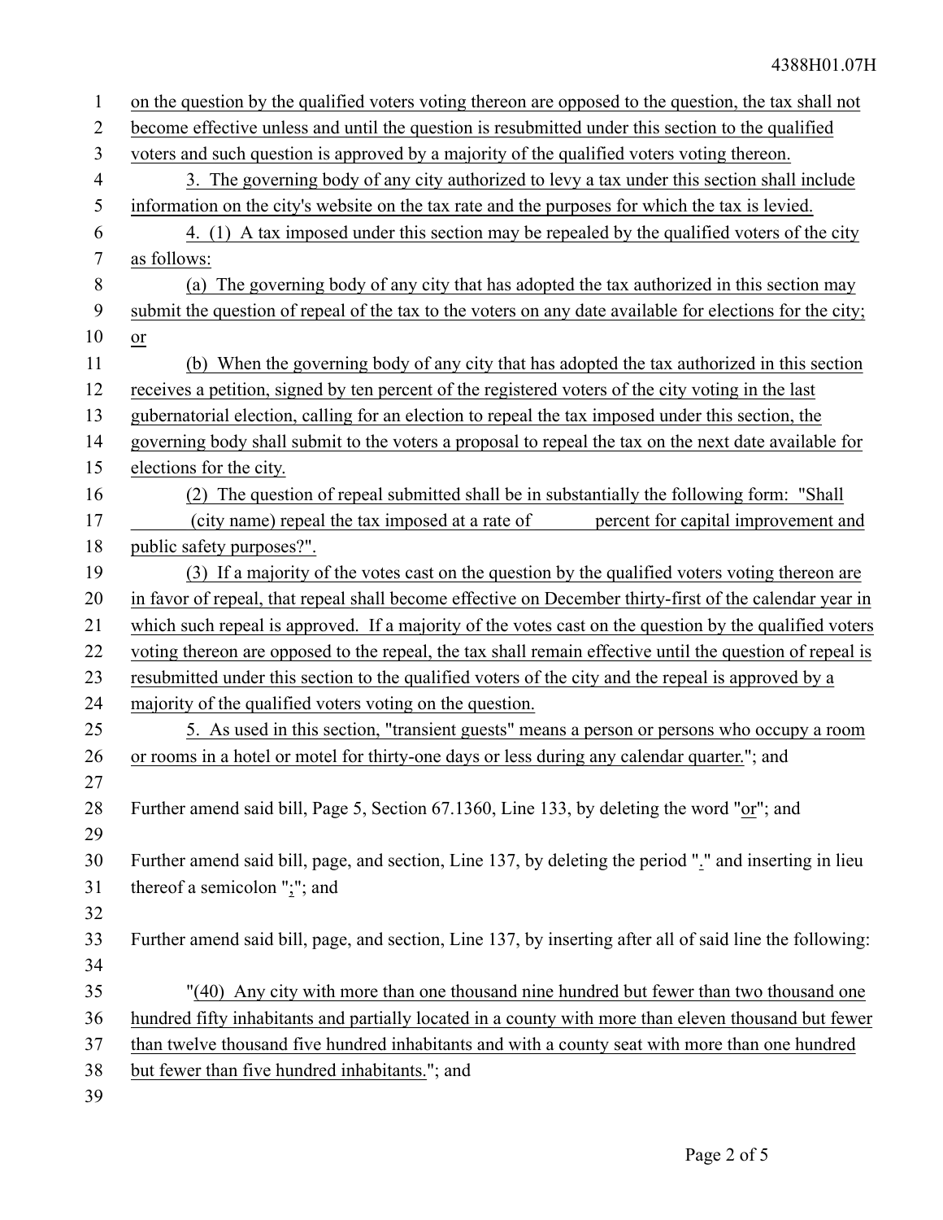on the question by the qualified voters voting thereon are opposed to the question, the tax shall not become effective unless and until the question is resubmitted under this section to the qualified voters and such question is approved by a majority of the qualified voters voting thereon.

3. The governing body of any city authorized to levy a tax under this section shall include information on the city's website on the tax rate and the purposes for which the tax is levied.

4. (1) A tax imposed under this section may be repealed by the qualified voters of the city as follows:

(a) The governing body of any city that has adopted the tax authorized in this section may submit the question of repeal of the tax to the voters on any date available for elections for the city; or

(b) When the governing body of any city that has adopted the tax authorized in this section receives a petition, signed by ten percent of the registered voters of the city voting in the last gubernatorial election, calling for an election to repeal the tax imposed under this section, the governing body shall submit to the voters a proposal to repeal the tax on the next date available for elections for the city.

(2) The question of repeal submitted shall be in substantially the following form: "Shall ________ (city name) repeal the tax imposed at a rate of ________ percent for capital improvement and public safety purposes?".

(3) If a majority of the votes cast on the question by the qualified voters voting thereon are in favor of repeal, that repeal shall become effective on December thirty-first of the calendar year in which such repeal is approved. If a majority of the votes cast on the question by the qualified voters voting thereon are opposed to the repeal, the tax shall remain effective until the question of repeal is resubmitted under this section to the qualified voters of the city and the repeal is approved by a majority of the qualified voters voting on the question.

5. As used in this section, "transient guests" means a person or persons who occupy a room or rooms in a hotel or motel for thirty-one days or less during any calendar quarter."; and

Further amend said bill, Page 5, Section 67.1360, Line 133, by deleting the word "or"; and

Further amend said bill, page, and section, Line 137, by deleting the period "." and inserting in lieu thereof a semicolon ";"; and

Further amend said bill, page, and section, Line 137, by inserting after all of said line the following:

"(40) Any city with more than one thousand nine hundred but fewer than two thousand one hundred fifty inhabitants and partially located in a county with more than eleven thousand but fewer than twelve thousand five hundred inhabitants and with a county seat with more than one hundred but fewer than five hundred inhabitants."; and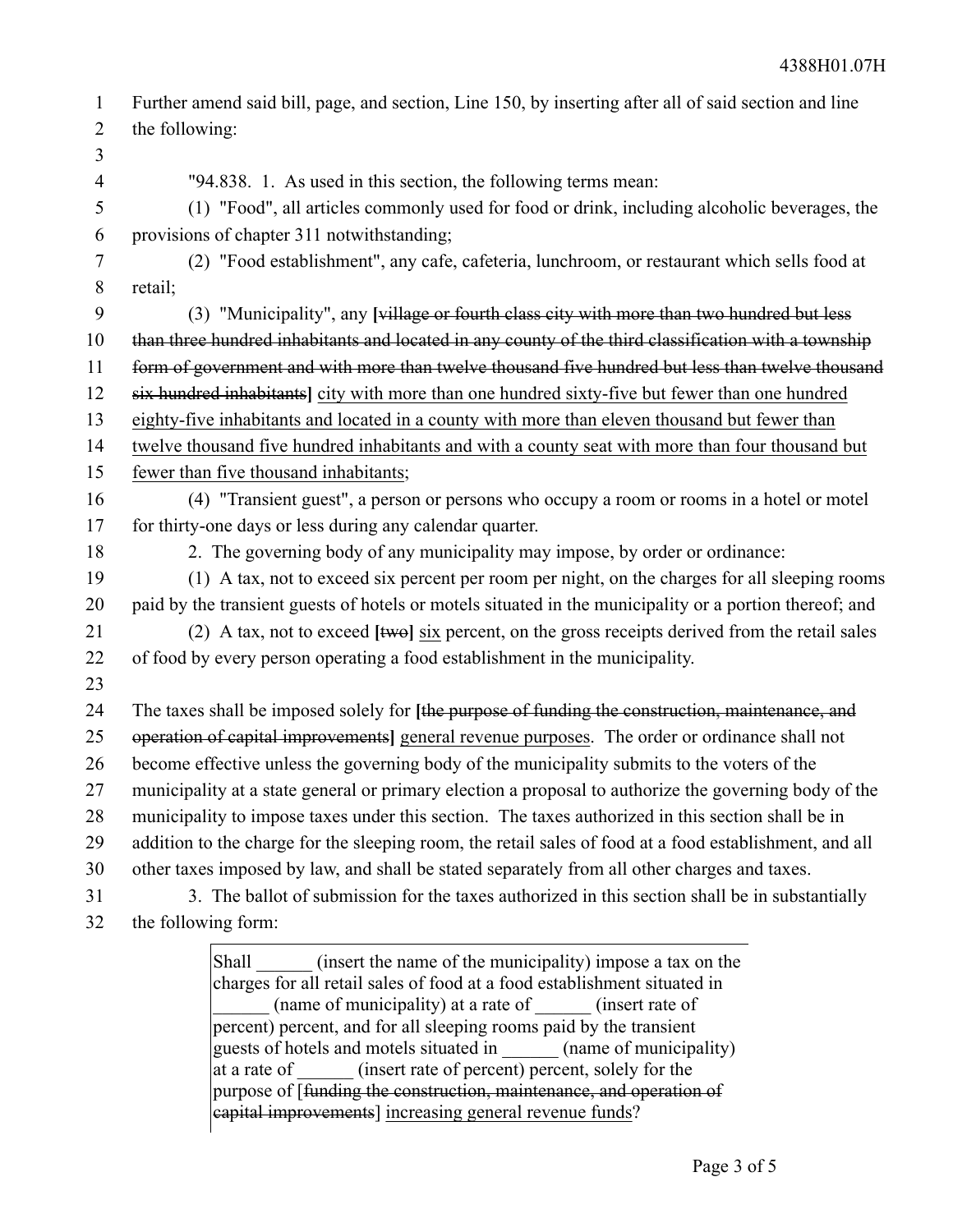Further amend said bill, page, and section, Line 150, by inserting after all of said section and line the following:

"94.838. 1. As used in this section, the following terms mean:

(1) "Food", all articles commonly used for food or drink, including alcoholic beverages, the provisions of chapter 311 notwithstanding;

(2) "Food establishment", any cafe, cafeteria, lunchroom, or restaurant which sells food at retail;

(3) "Municipality", any [~~village or fourth class city with more than two hundred but less than three hundred inhabitants and located in any county of the third classification with a township form of government and with more than twelve thousand five hundred but less than twelve thousand six hundred inhabitants~~] <u>city with more than one hundred sixty-five but fewer than one hundred eighty-five inhabitants and located in a county with more than eleven thousand but fewer than twelve thousand five hundred inhabitants and with a county seat with more than four thousand but fewer than five thousand inhabitants</u>;

(4) "Transient guest", a person or persons who occupy a room or rooms in a hotel or motel for thirty-one days or less during any calendar quarter.

2. The governing body of any municipality may impose, by order or ordinance:

(1) A tax, not to exceed six percent per room per night, on the charges for all sleeping rooms paid by the transient guests of hotels or motels situated in the municipality or a portion thereof; and

(2) A tax, not to exceed [~~two~~] <u>six</u> percent, on the gross receipts derived from the retail sales of food by every person operating a food establishment in the municipality.

The taxes shall be imposed solely for [~~the purpose of funding the construction, maintenance, and operation of capital improvements~~] <u>general revenue purposes</u>. The order or ordinance shall not become effective unless the governing body of the municipality submits to the voters of the municipality at a state general or primary election a proposal to authorize the governing body of the municipality to impose taxes under this section. The taxes authorized in this section shall be in addition to the charge for the sleeping room, the retail sales of food at a food establishment, and all other taxes imposed by law, and shall be stated separately from all other charges and taxes.

3. The ballot of submission for the taxes authorized in this section shall be in substantially the following form:

> Shall ______ (insert the name of the municipality) impose a tax on the charges for all retail sales of food at a food establishment situated in ______ (name of municipality) at a rate of ______ (insert rate of percent) percent, and for all sleeping rooms paid by the transient guests of hotels and motels situated in ______ (name of municipality) at a rate of ______ (insert rate of percent) percent, solely for the purpose of [~~funding the construction, maintenance, and operation of capital improvements~~] <u>increasing general revenue funds</u>?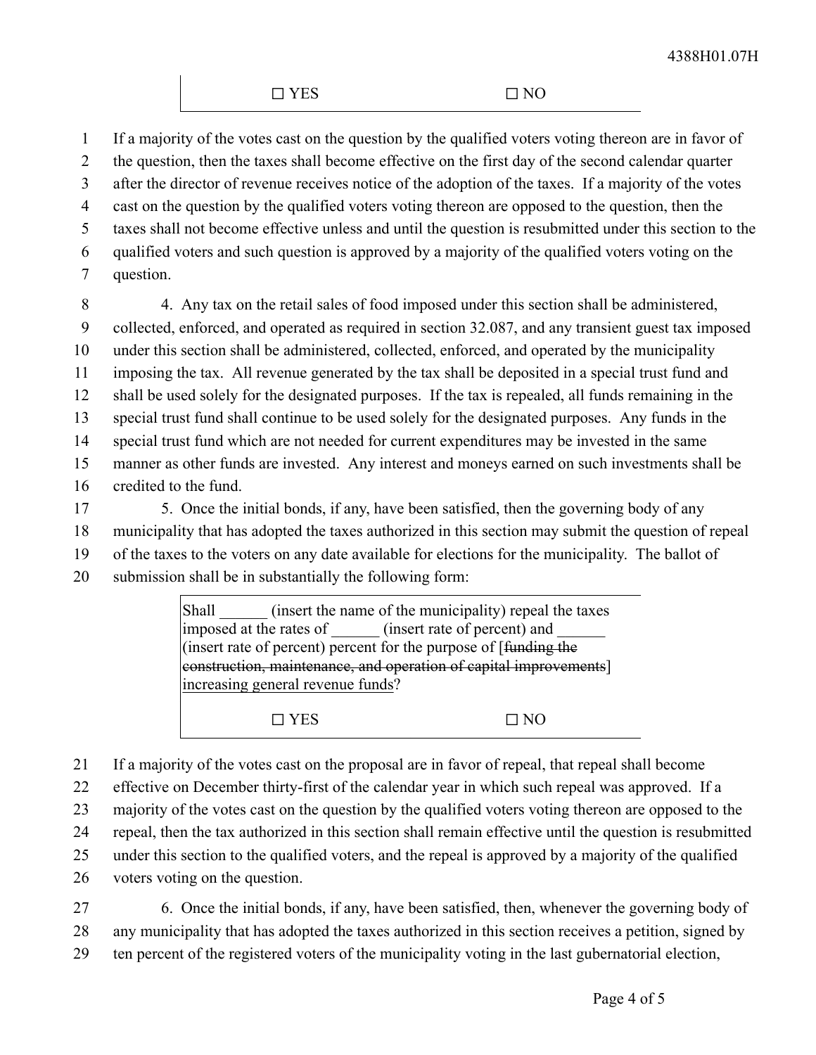☐ YES ☐ NO

If a majority of the votes cast on the question by the qualified voters voting thereon are in favor of the question, then the taxes shall become effective on the first day of the second calendar quarter after the director of revenue receives notice of the adoption of the taxes. If a majority of the votes cast on the question by the qualified voters voting thereon are opposed to the question, then the taxes shall not become effective unless and until the question is resubmitted under this section to the qualified voters and such question is approved by a majority of the qualified voters voting on the question.

4. Any tax on the retail sales of food imposed under this section shall be administered, collected, enforced, and operated as required in section 32.087, and any transient guest tax imposed under this section shall be administered, collected, enforced, and operated by the municipality imposing the tax. All revenue generated by the tax shall be deposited in a special trust fund and shall be used solely for the designated purposes. If the tax is repealed, all funds remaining in the special trust fund shall continue to be used solely for the designated purposes. Any funds in the special trust fund which are not needed for current expenditures may be invested in the same manner as other funds are invested. Any interest and moneys earned on such investments shall be credited to the fund.

5. Once the initial bonds, if any, have been satisfied, then the governing body of any municipality that has adopted the taxes authorized in this section may submit the question of repeal of the taxes to the voters on any date available for elections for the municipality. The ballot of submission shall be in substantially the following form:

> Shall ______ (insert the name of the municipality) repeal the taxes imposed at the rates of ______ (insert rate of percent) and ______ (insert rate of percent) percent for the purpose of [~~funding the construction, maintenance, and operation of capital improvements~~] <u>increasing general revenue funds</u>?
>
> ☐ YES ☐ NO

If a majority of the votes cast on the proposal are in favor of repeal, that repeal shall become effective on December thirty-first of the calendar year in which such repeal was approved. If a majority of the votes cast on the question by the qualified voters voting thereon are opposed to the repeal, then the tax authorized in this section shall remain effective until the question is resubmitted under this section to the qualified voters, and the repeal is approved by a majority of the qualified voters voting on the question.

6. Once the initial bonds, if any, have been satisfied, then, whenever the governing body of any municipality that has adopted the taxes authorized in this section receives a petition, signed by ten percent of the registered voters of the municipality voting in the last gubernatorial election,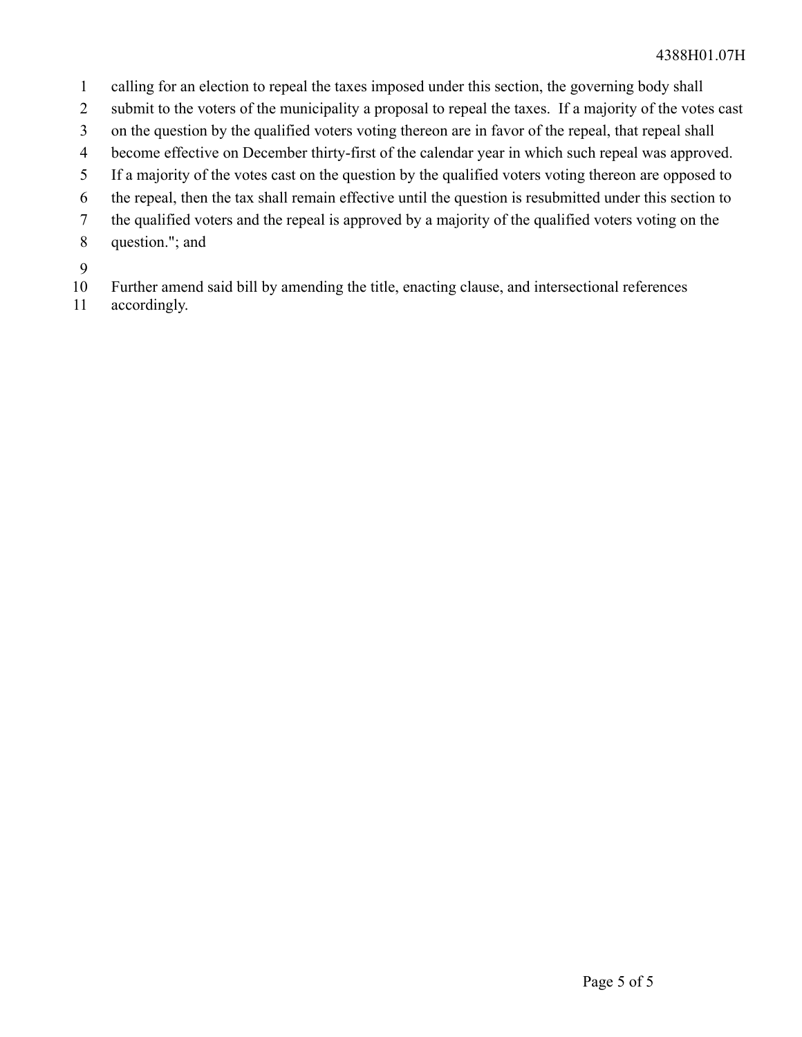calling for an election to repeal the taxes imposed under this section, the governing body shall submit to the voters of the municipality a proposal to repeal the taxes. If a majority of the votes cast on the question by the qualified voters voting thereon are in favor of the repeal, that repeal shall become effective on December thirty-first of the calendar year in which such repeal was approved. If a majority of the votes cast on the question by the qualified voters voting thereon are opposed to the repeal, then the tax shall remain effective until the question is resubmitted under this section to the qualified voters and the repeal is approved by a majority of the qualified voters voting on the question."; and

Further amend said bill by amending the title, enacting clause, and intersectional references accordingly.